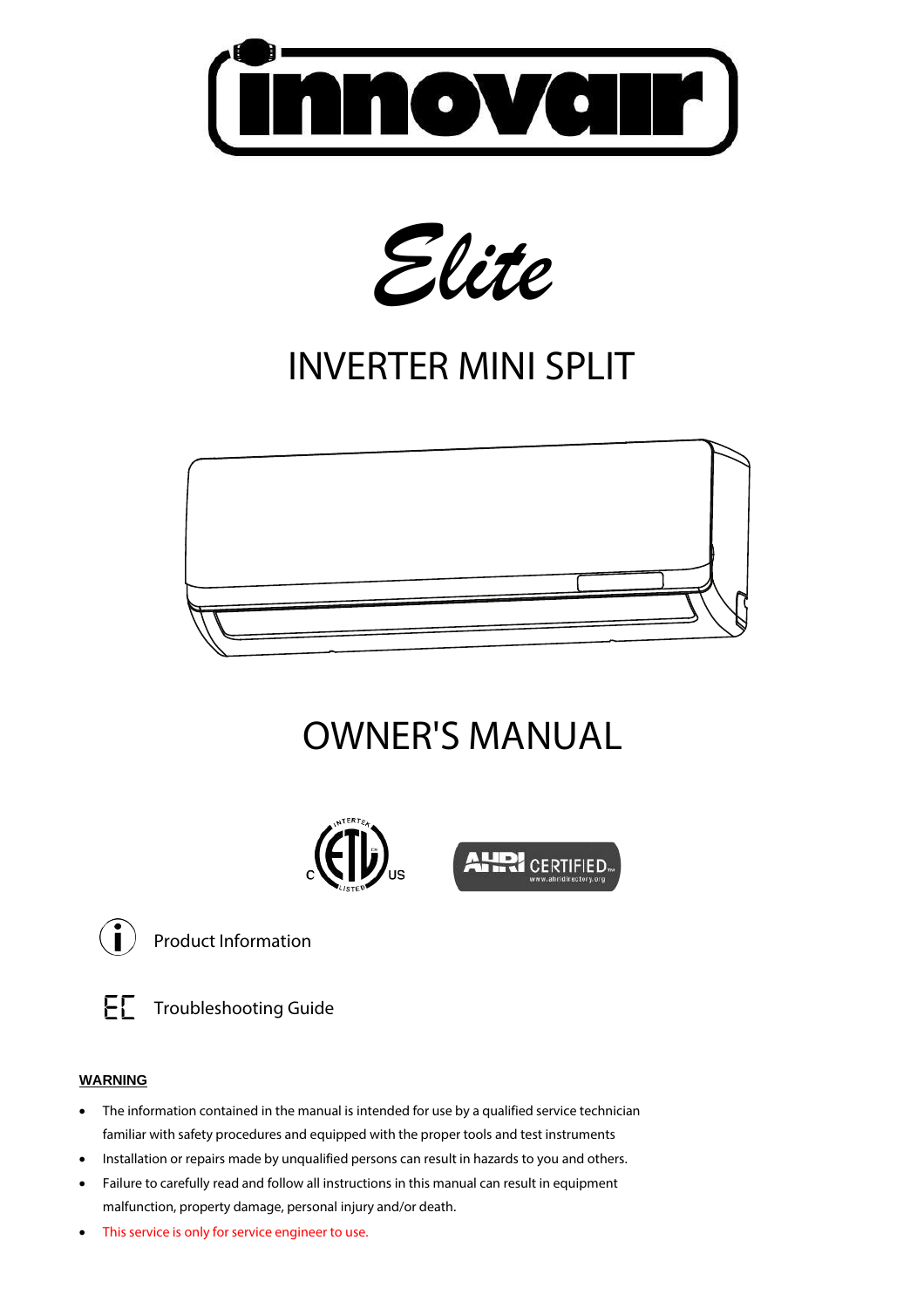# innovair

*Elite*

# INVERTER MINI SPLIT

# OWNER'S MANUAL

Product Information

Troubleshooting Guide

**WARNING**

- The information contained in the manual is intended for use by a qualified service technician familiar with safety procedures and equipped with the proper tools and test instruments
- Installation or repairs made by unqualified persons can result in hazards to you and others.
- Failure to carefully read and follow all instructions in this manual can result in equipment malfunction, property damage, personal injury and/or death.
- This service is only for service engineer to use.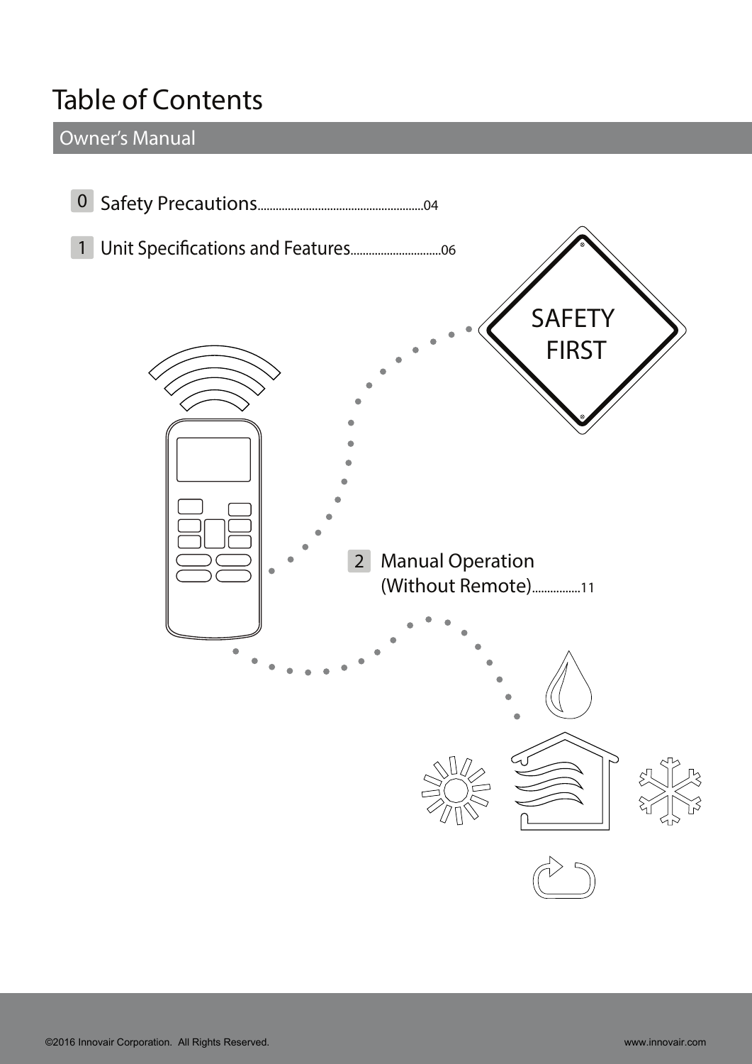# Table of Contents

## Owner's Manual

0 Safety Precautions......................................................04

1 Unit Specifications and Features..............................06

2 Manual Operation (Without Remote)................11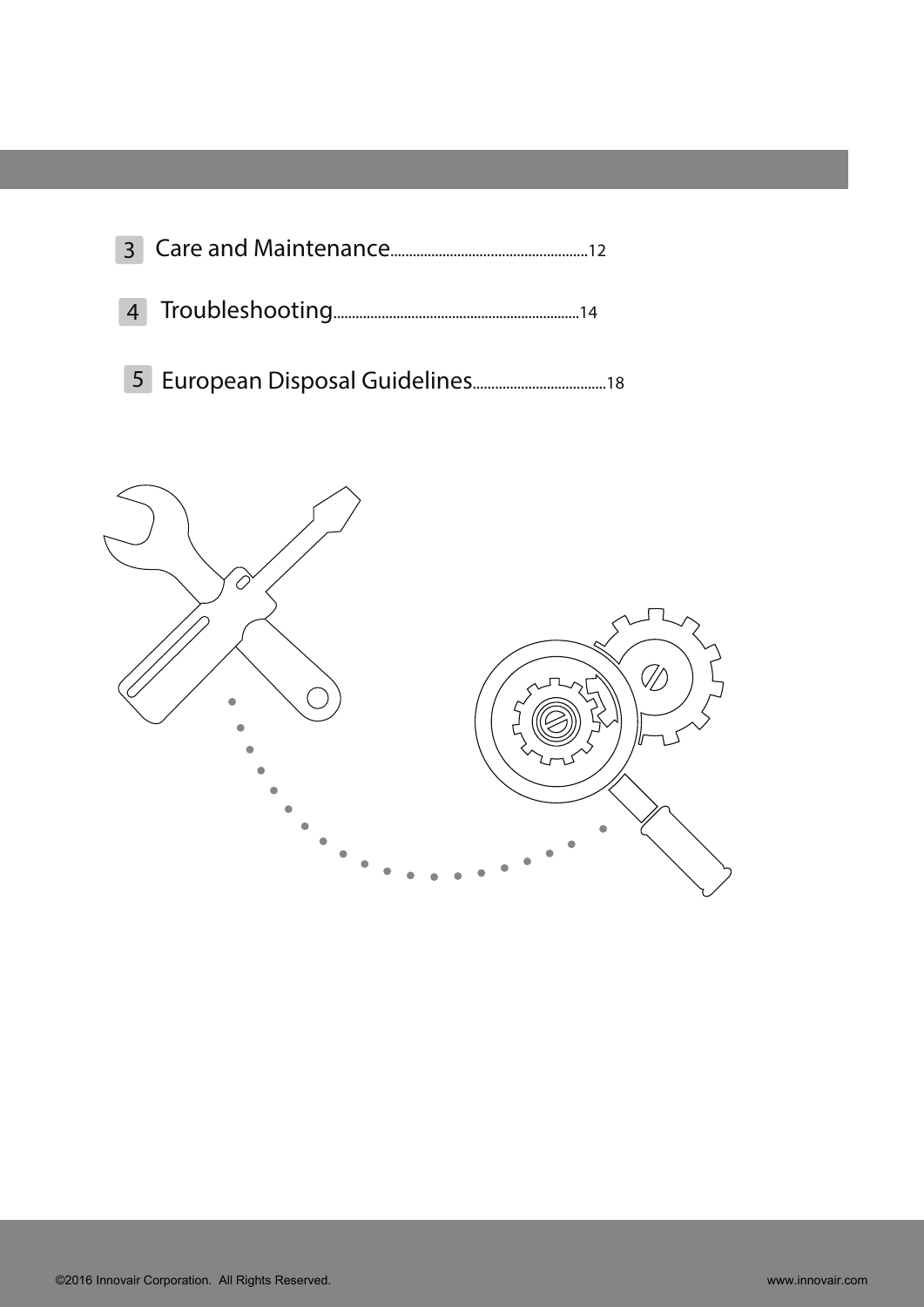3 Care and Maintenance....................................................12

4 Troubleshooting..................................................................14

5 European Disposal Guidelines....................................18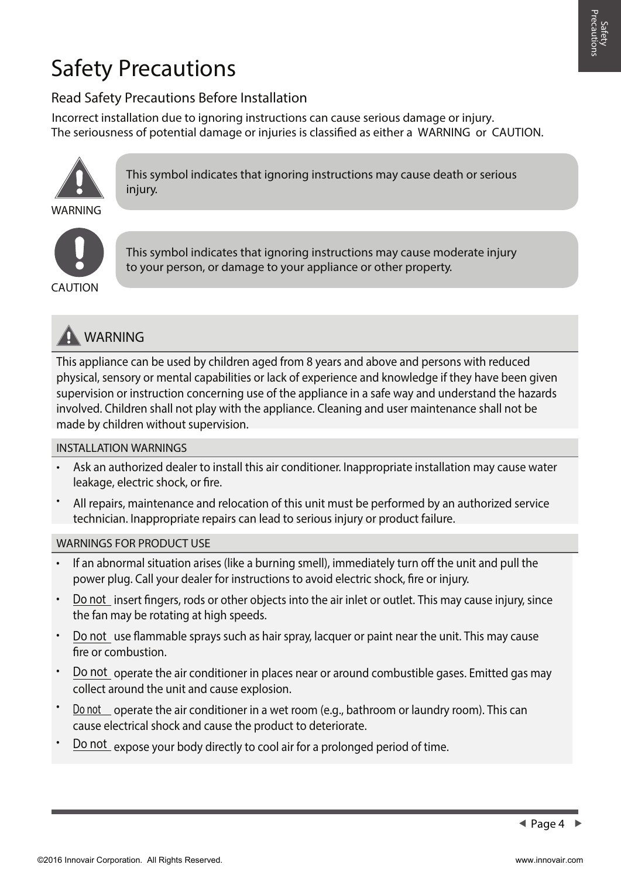# Safety Precautions

## Read Safety Precautions Before Installation

Incorrect installation due to ignoring instructions can cause serious damage or injury.
The seriousness of potential damage or injuries is classified as either a WARNING or CAUTION.

WARNING: This symbol indicates that ignoring instructions may cause death or serious injury.

CAUTION: This symbol indicates that ignoring instructions may cause moderate injury to your person, or damage to your appliance or other property.

### WARNING

This appliance can be used by children aged from 8 years and above and persons with reduced physical, sensory or mental capabilities or lack of experience and knowledge if they have been given supervision or instruction concerning use of the appliance in a safe way and understand the hazards involved. Children shall not play with the appliance. Cleaning and user maintenance shall not be made by children without supervision.

#### INSTALLATION WARNINGS

- Ask an authorized dealer to install this air conditioner. Inappropriate installation may cause water leakage, electric shock, or fire.
- All repairs, maintenance and relocation of this unit must be performed by an authorized service technician. Inappropriate repairs can lead to serious injury or product failure.

#### WARNINGS FOR PRODUCT USE

- If an abnormal situation arises (like a burning smell), immediately turn off the unit and pull the power plug. Call your dealer for instructions to avoid electric shock, fire or injury.
- Do not insert fingers, rods or other objects into the air inlet or outlet. This may cause injury, since the fan may be rotating at high speeds.
- Do not use flammable sprays such as hair spray, lacquer or paint near the unit. This may cause fire or combustion.
- Do not operate the air conditioner in places near or around combustible gases. Emitted gas may collect around the unit and cause explosion.
- Do not operate the air conditioner in a wet room (e.g., bathroom or laundry room). This can cause electrical shock and cause the product to deteriorate.
- Do not expose your body directly to cool air for a prolonged period of time.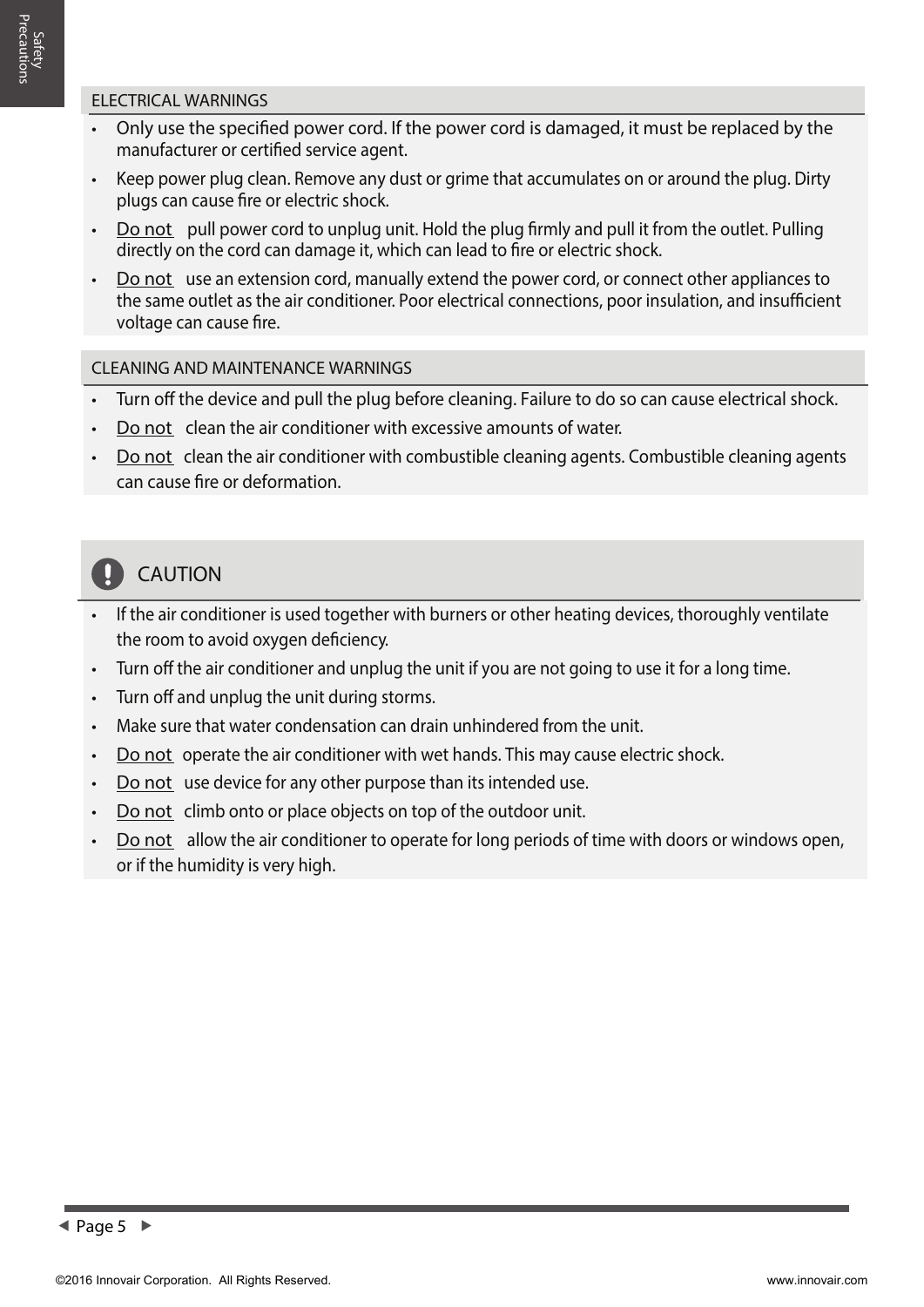### ELECTRICAL WARNINGS

- Only use the specified power cord. If the power cord is damaged, it must be replaced by the manufacturer or certified service agent.
- Keep power plug clean. Remove any dust or grime that accumulates on or around the plug. Dirty plugs can cause fire or electric shock.
- Do not pull power cord to unplug unit. Hold the plug firmly and pull it from the outlet. Pulling directly on the cord can damage it, which can lead to fire or electric shock.
- Do not use an extension cord, manually extend the power cord, or connect other appliances to the same outlet as the air conditioner. Poor electrical connections, poor insulation, and insufficient voltage can cause fire.

### CLEANING AND MAINTENANCE WARNINGS

- Turn off the device and pull the plug before cleaning. Failure to do so can cause electrical shock.
- Do not clean the air conditioner with excessive amounts of water.
- Do not clean the air conditioner with combustible cleaning agents. Combustible cleaning agents can cause fire or deformation.

## CAUTION

- If the air conditioner is used together with burners or other heating devices, thoroughly ventilate the room to avoid oxygen deficiency.
- Turn off the air conditioner and unplug the unit if you are not going to use it for a long time.
- Turn off and unplug the unit during storms.
- Make sure that water condensation can drain unhindered from the unit.
- Do not operate the air conditioner with wet hands. This may cause electric shock.
- Do not use device for any other purpose than its intended use.
- Do not climb onto or place objects on top of the outdoor unit.
- Do not allow the air conditioner to operate for long periods of time with doors or windows open, or if the humidity is very high.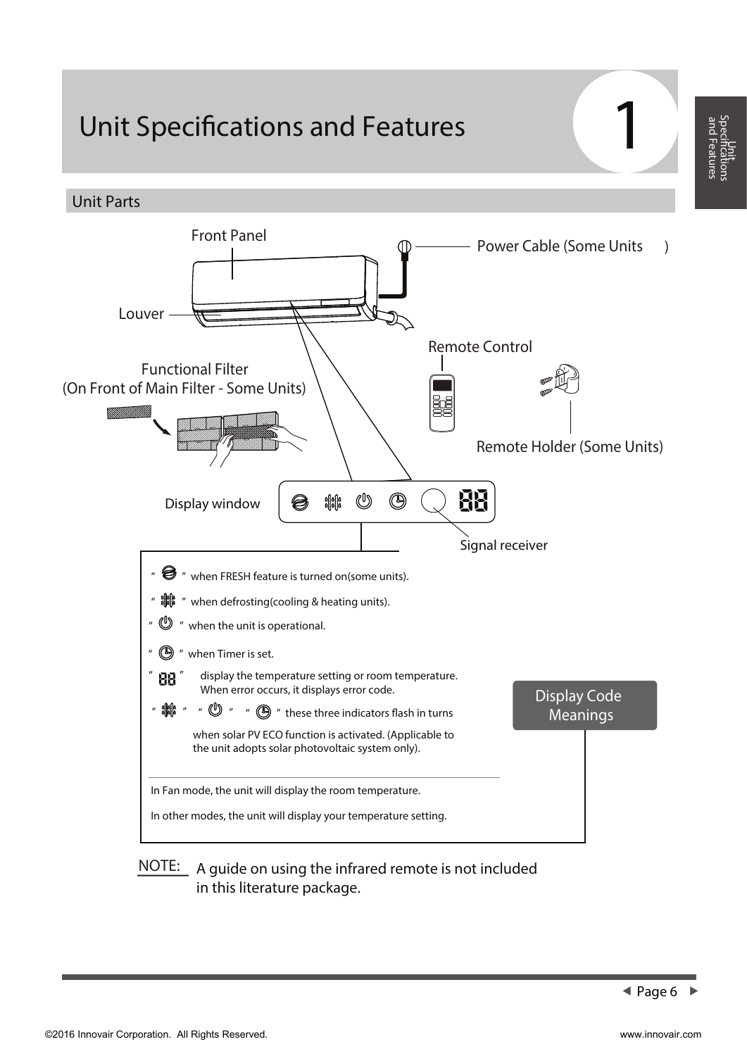# Unit Specifications and Features

## Unit Parts

Front Panel

Power Cable (Some Units )

Louver

Remote Control

Functional Filter
(On Front of Main Filter - Some Units)

Remote Holder (Some Units)

Display window

Signal receiver

### Display Code Meanings

- " " when FRESH feature is turned on(some units).
- " " when defrosting(cooling & heating units).
- " " when the unit is operational.
- " " when Timer is set.
- " 88 " display the temperature setting or room temperature. When error occurs, it displays error code.
- " " " " " " these three indicators flash in turns when solar PV ECO function is activated. (Applicable to the unit adopts solar photovoltaic system only).

In Fan mode, the unit will display the room temperature.

In other modes, the unit will display your temperature setting.

NOTE: A guide on using the infrared remote is not included in this literature package.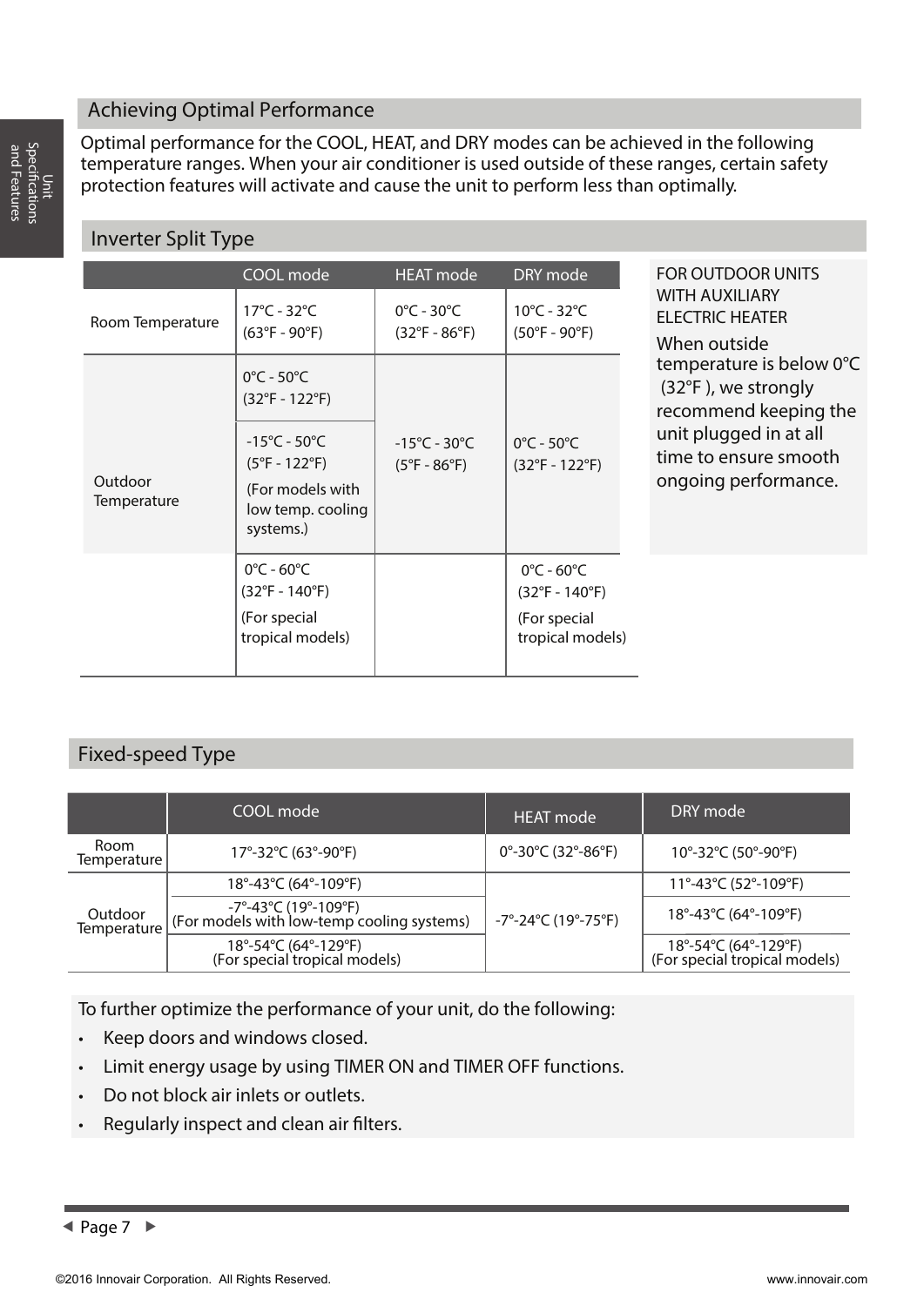## Achieving Optimal Performance

Optimal performance for the COOL, HEAT, and DRY modes can be achieved in the following temperature ranges. When your air conditioner is used outside of these ranges, certain safety protection features will activate and cause the unit to perform less than optimally.

### Inverter Split Type

| | COOL mode | HEAT mode | DRY mode |
|---|---|---|---|
| Room Temperature | 17°C - 32°C (63°F - 90°F) | 0°C - 30°C (32°F - 86°F) | 10°C - 32°C (50°F - 90°F) |
| Outdoor Temperature | 0°C - 50°C (32°F - 122°F) | -15°C - 30°C (5°F - 86°F) | 0°C - 50°C (32°F - 122°F) |
| | -15°C - 50°C (5°F - 122°F) (For models with low temp. cooling systems.) | | |
| | 0°C - 60°C (32°F - 140°F) (For special tropical models) | | 0°C - 60°C (32°F - 140°F) (For special tropical models) |

FOR OUTDOOR UNITS WITH AUXILIARY ELECTRIC HEATER

When outside temperature is below 0°C (32°F ), we strongly recommend keeping the unit plugged in at all time to ensure smooth ongoing performance.

### Fixed-speed Type

| | COOL mode | HEAT mode | DRY mode |
|---|---|---|---|
| Room Temperature | 17°-32°C (63°-90°F) | 0°-30°C (32°-86°F) | 10°-32°C (50°-90°F) |
| Outdoor Temperature | 18°-43°C (64°-109°F) | -7°-24°C (19°-75°F) | 11°-43°C (52°-109°F) |
| | -7°-43°C (19°-109°F) (For models with low-temp cooling systems) | | 18°-43°C (64°-109°F) |
| | 18°-54°C (64°-129°F) (For special tropical models) | | 18°-54°C (64°-129°F) (For special tropical models) |

To further optimize the performance of your unit, do the following:

- Keep doors and windows closed.
- Limit energy usage by using TIMER ON and TIMER OFF functions.
- Do not block air inlets or outlets.
- Regularly inspect and clean air filters.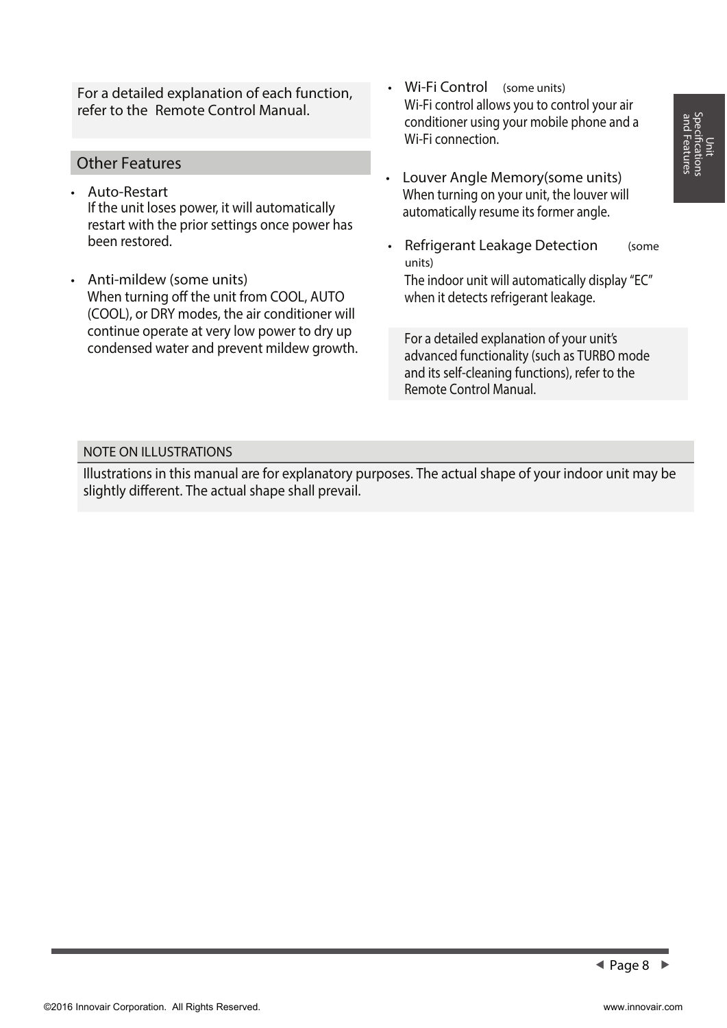For a detailed explanation of each function, refer to the Remote Control Manual.

## Other Features

- Auto-Restart
  If the unit loses power, it will automatically restart with the prior settings once power has been restored.

- Anti-mildew (some units)
  When turning off the unit from COOL, AUTO (COOL), or DRY modes, the air conditioner will continue operate at very low power to dry up condensed water and prevent mildew growth.

- Wi-Fi Control (some units)
  Wi-Fi control allows you to control your air conditioner using your mobile phone and a Wi-Fi connection.

- Louver Angle Memory(some units)
  When turning on your unit, the louver will automatically resume its former angle.

- Refrigerant Leakage Detection (some units)
  The indoor unit will automatically display “EC” when it detects refrigerant leakage.

For a detailed explanation of your unit’s advanced functionality (such as TURBO mode and its self-cleaning functions), refer to the Remote Control Manual.

### NOTE ON ILLUSTRATIONS

Illustrations in this manual are for explanatory purposes. The actual shape of your indoor unit may be slightly different. The actual shape shall prevail.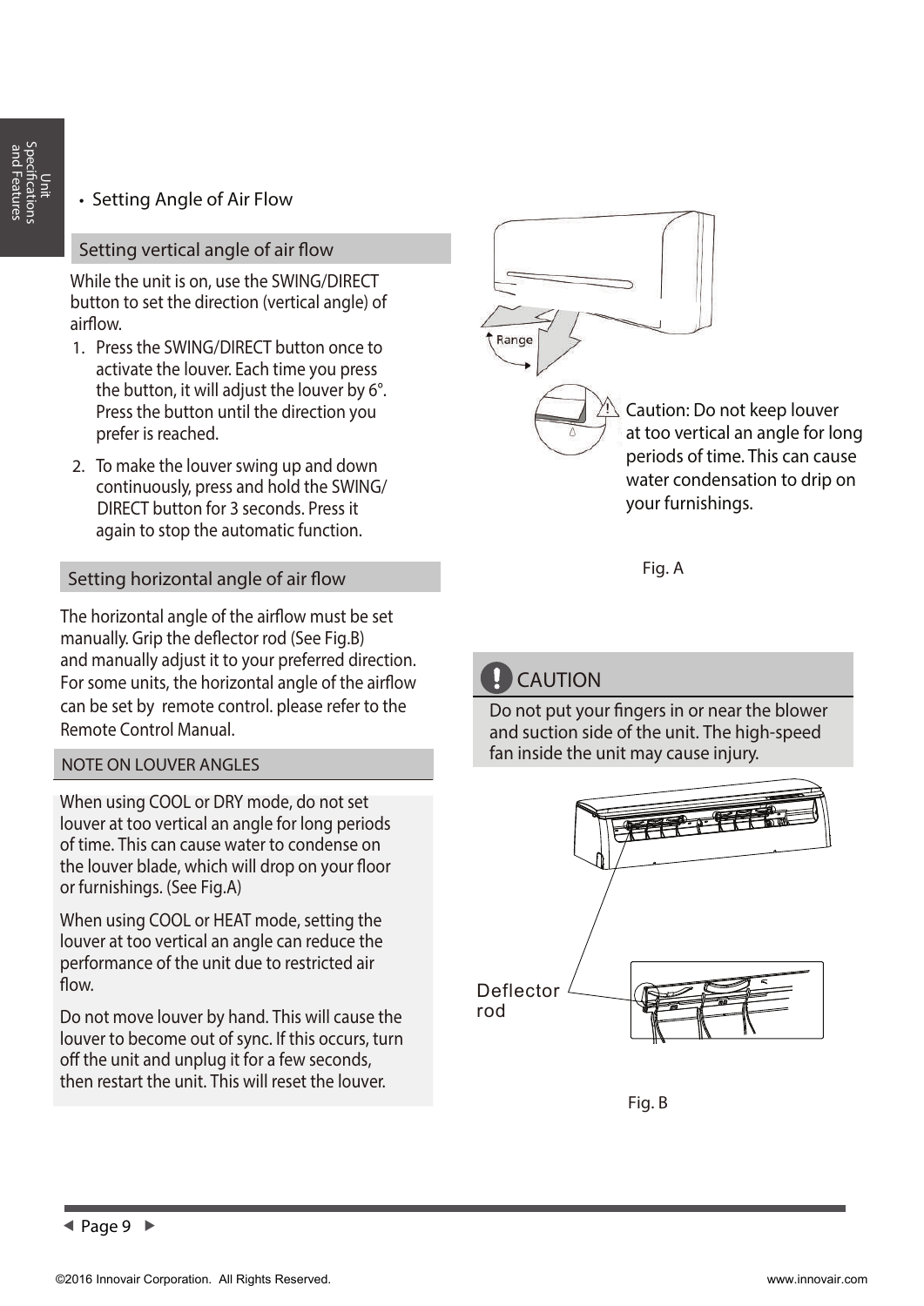- Setting Angle of Air Flow

## Setting vertical angle of air flow

While the unit is on, use the SWING/DIRECT button to set the direction (vertical angle) of airflow.

1. Press the SWING/DIRECT button once to activate the louver. Each time you press the button, it will adjust the louver by 6°. Press the button until the direction you prefer is reached.
2. To make the louver swing up and down continuously, press and hold the SWING/DIRECT button for 3 seconds. Press it again to stop the automatic function.

## Setting horizontal angle of air flow

The horizontal angle of the airflow must be set manually. Grip the deflector rod (See Fig.B) and manually adjust it to your preferred direction. For some units, the horizontal angle of the airflow can be set by remote control. please refer to the Remote Control Manual.

## NOTE ON LOUVER ANGLES

When using COOL or DRY mode, do not set louver at too vertical an angle for long periods of time. This can cause water to condense on the louver blade, which will drop on your floor or furnishings. (See Fig.A)

When using COOL or HEAT mode, setting the louver at too vertical an angle can reduce the performance of the unit due to restricted air flow.

Do not move louver by hand. This will cause the louver to become out of sync. If this occurs, turn off the unit and unplug it for a few seconds, then restart the unit. This will reset the louver.

Range

Caution: Do not keep louver at too vertical an angle for long periods of time. This can cause water condensation to drip on your furnishings.

Fig. A

## CAUTION

Do not put your fingers in or near the blower and suction side of the unit. The high-speed fan inside the unit may cause injury.

Deflector rod

Fig. B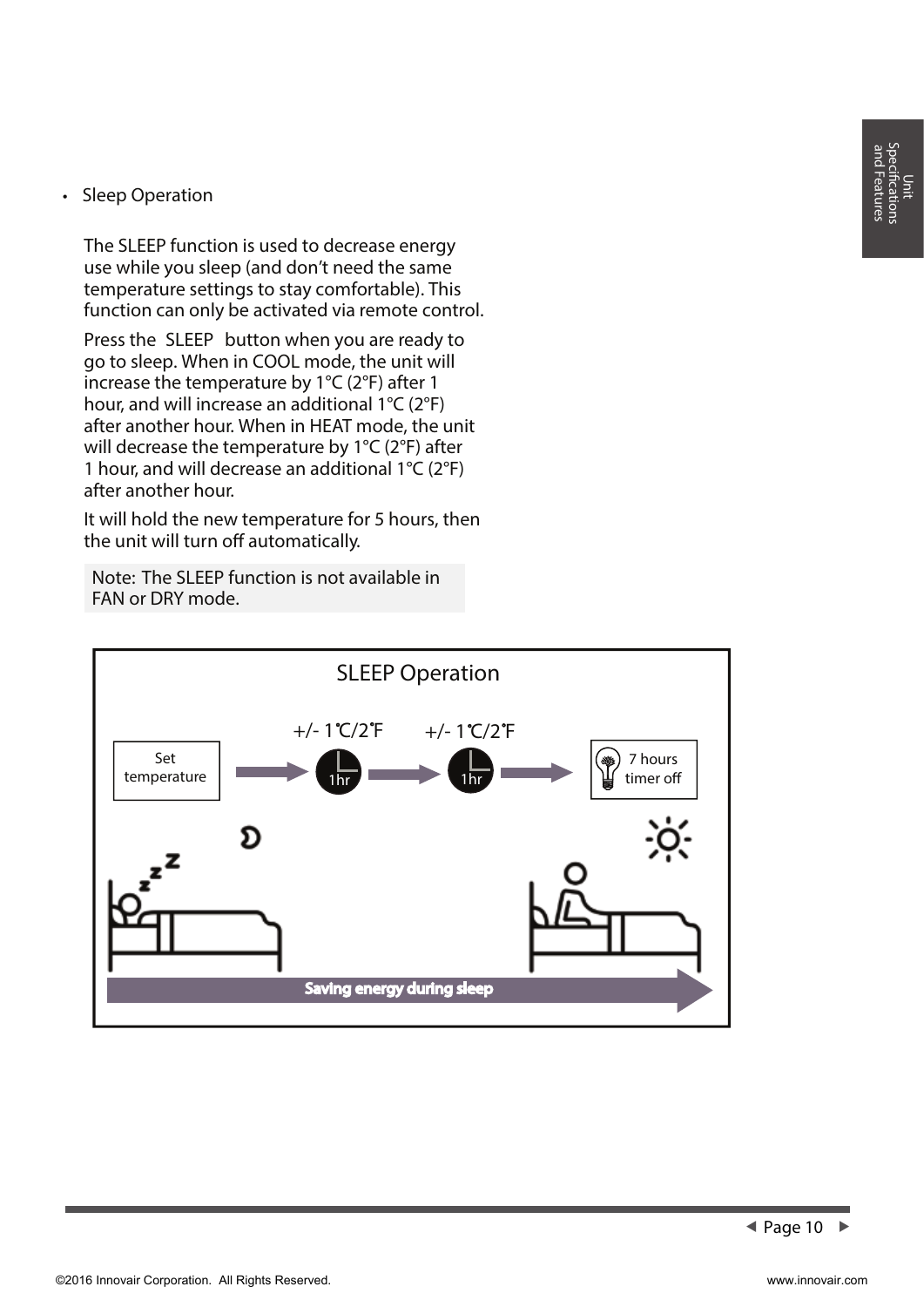- Sleep Operation

The SLEEP function is used to decrease energy use while you sleep (and don't need the same temperature settings to stay comfortable). This function can only be activated via remote control.

Press the SLEEP button when you are ready to go to sleep. When in COOL mode, the unit will increase the temperature by 1°C (2°F) after 1 hour, and will increase an additional 1°C (2°F) after another hour. When in HEAT mode, the unit will decrease the temperature by 1°C (2°F) after 1 hour, and will decrease an additional 1°C (2°F) after another hour.

It will hold the new temperature for 5 hours, then the unit will turn off automatically.

Note: The SLEEP function is not available in FAN or DRY mode.

SLEEP Operation

Set temperature → +/- 1℃/2℉ (1hr) → +/- 1℃/2℉ (1hr) → 7 hours timer off

Saving energy during sleep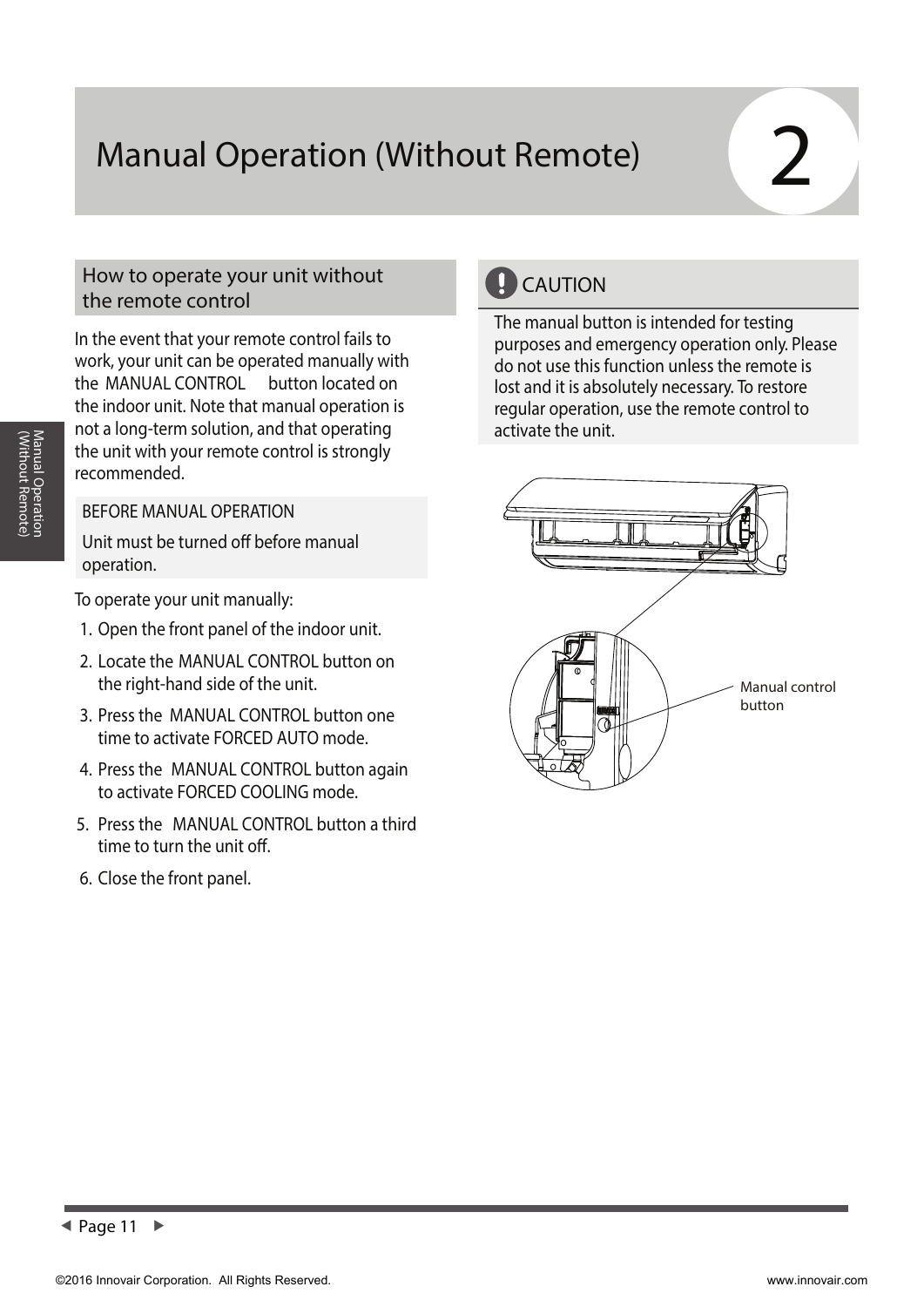# Manual Operation (Without Remote)

## How to operate your unit without the remote control

In the event that your remote control fails to work, your unit can be operated manually with the MANUAL CONTROL button located on the indoor unit. Note that manual operation is not a long-term solution, and that operating the unit with your remote control is strongly recommended.

> BEFORE MANUAL OPERATION
>
> Unit must be turned off before manual operation.

To operate your unit manually:

1. Open the front panel of the indoor unit.
2. Locate the MANUAL CONTROL button on the right-hand side of the unit.
3. Press the MANUAL CONTROL button one time to activate FORCED AUTO mode.
4. Press the MANUAL CONTROL button again to activate FORCED COOLING mode.
5. Press the MANUAL CONTROL button a third time to turn the unit off.
6. Close the front panel.

### CAUTION

The manual button is intended for testing purposes and emergency operation only. Please do not use this function unless the remote is lost and it is absolutely necessary. To restore regular operation, use the remote control to activate the unit.

Manual control button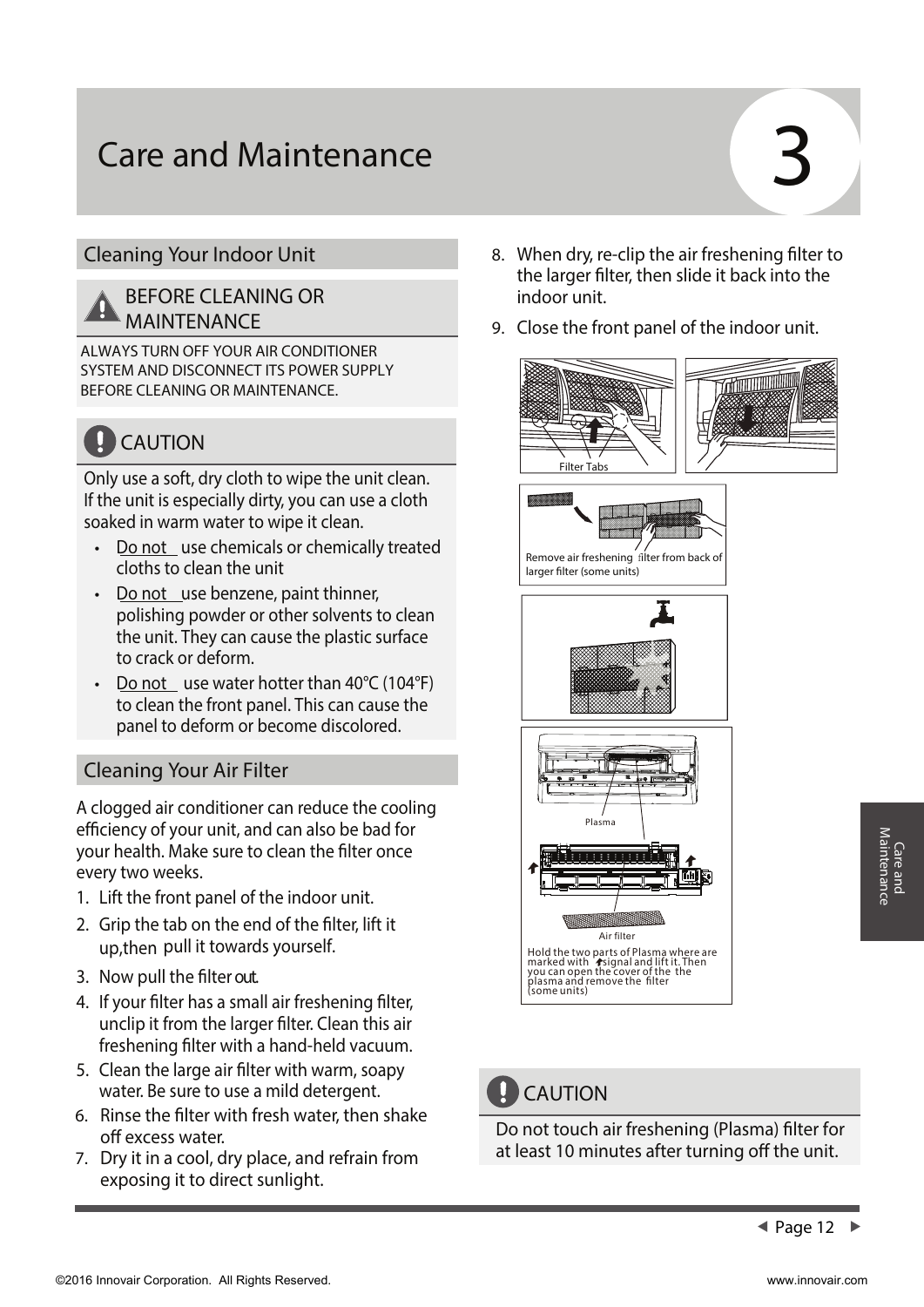# Care and Maintenance

## Cleaning Your Indoor Unit

### BEFORE CLEANING OR MAINTENANCE

ALWAYS TURN OFF YOUR AIR CONDITIONER SYSTEM AND DISCONNECT ITS POWER SUPPLY BEFORE CLEANING OR MAINTENANCE.

### CAUTION

Only use a soft, dry cloth to wipe the unit clean. If the unit is especially dirty, you can use a cloth soaked in warm water to wipe it clean.

- Do not use chemicals or chemically treated cloths to clean the unit
- Do not use benzene, paint thinner, polishing powder or other solvents to clean the unit. They can cause the plastic surface to crack or deform.
- Do not use water hotter than 40°C (104°F) to clean the front panel. This can cause the panel to deform or become discolored.

## Cleaning Your Air Filter

A clogged air conditioner can reduce the cooling efficiency of your unit, and can also be bad for your health. Make sure to clean the filter once every two weeks.

1. Lift the front panel of the indoor unit.
2. Grip the tab on the end of the filter, lift it up,then pull it towards yourself.
3. Now pull the filter out.
4. If your filter has a small air freshening filter, unclip it from the larger filter. Clean this air freshening filter with a hand-held vacuum.
5. Clean the large air filter with warm, soapy water. Be sure to use a mild detergent.
6. Rinse the filter with fresh water, then shake off excess water.
7. Dry it in a cool, dry place, and refrain from exposing it to direct sunlight.
8. When dry, re-clip the air freshening filter to the larger filter, then slide it back into the indoor unit.
9. Close the front panel of the indoor unit.

Filter Tabs

Remove air freshening filter from back of larger filter (some units)

Plasma

Air filter

Hold the two parts of Plasma where are marked with signal and lift it. Then you can open the cover of the the plasma and remove the filter (some units)

### CAUTION

Do not touch air freshening (Plasma) filter for at least 10 minutes after turning off the unit.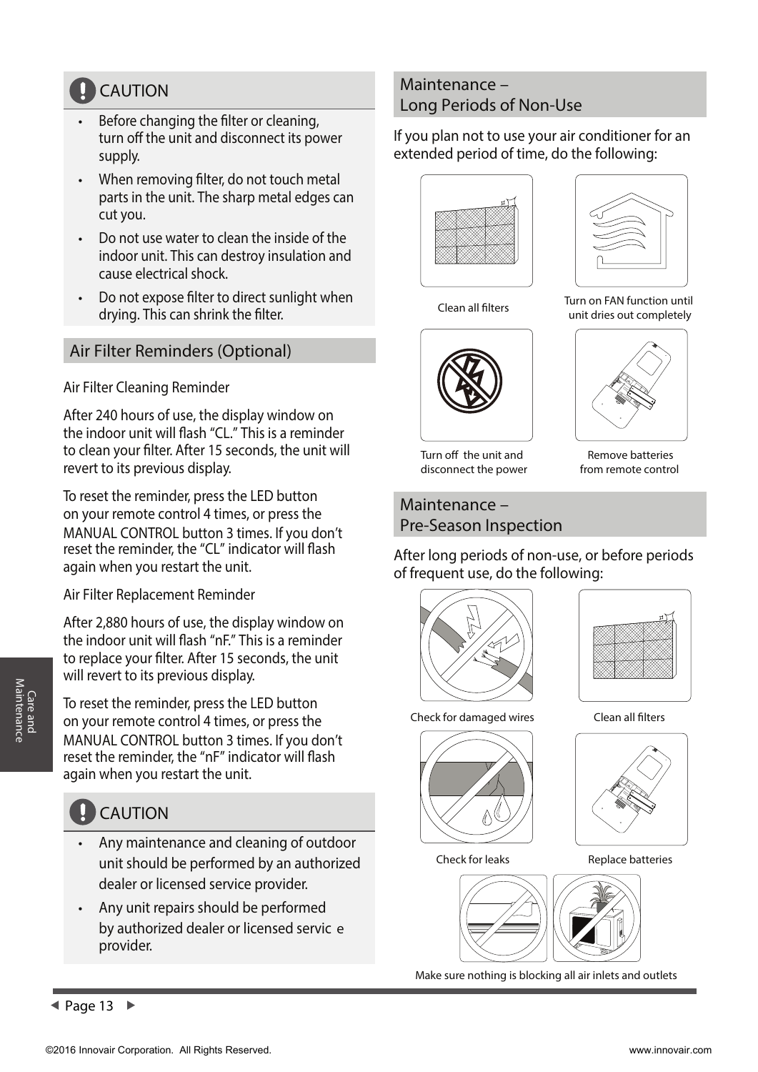## CAUTION

- Before changing the filter or cleaning, turn off the unit and disconnect its power supply.
- When removing filter, do not touch metal parts in the unit. The sharp metal edges can cut you.
- Do not use water to clean the inside of the indoor unit. This can destroy insulation and cause electrical shock.
- Do not expose filter to direct sunlight when drying. This can shrink the filter.

## Air Filter Reminders (Optional)

Air Filter Cleaning Reminder

After 240 hours of use, the display window on the indoor unit will flash "CL." This is a reminder to clean your filter. After 15 seconds, the unit will revert to its previous display.

To reset the reminder, press the LED button on your remote control 4 times, or press the MANUAL CONTROL button 3 times. If you don't reset the reminder, the "CL" indicator will flash again when you restart the unit.

Air Filter Replacement Reminder

After 2,880 hours of use, the display window on the indoor unit will flash "nF." This is a reminder to replace your filter. After 15 seconds, the unit will revert to its previous display.

To reset the reminder, press the LED button on your remote control 4 times, or press the MANUAL CONTROL button 3 times. If you don't reset the reminder, the "nF" indicator will flash again when you restart the unit.

## CAUTION

- Any maintenance and cleaning of outdoor unit should be performed by an authorized dealer or licensed service provider.
- Any unit repairs should be performed by authorized dealer or licensed service provider.

## Maintenance – Long Periods of Non-Use

If you plan not to use your air conditioner for an extended period of time, do the following:

Clean all filters

Turn on FAN function until unit dries out completely

Turn off the unit and disconnect the power

Remove batteries from remote control

## Maintenance – Pre-Season Inspection

After long periods of non-use, or before periods of frequent use, do the following:

Check for damaged wires

Clean all filters

Check for leaks

Replace batteries

Make sure nothing is blocking all air inlets and outlets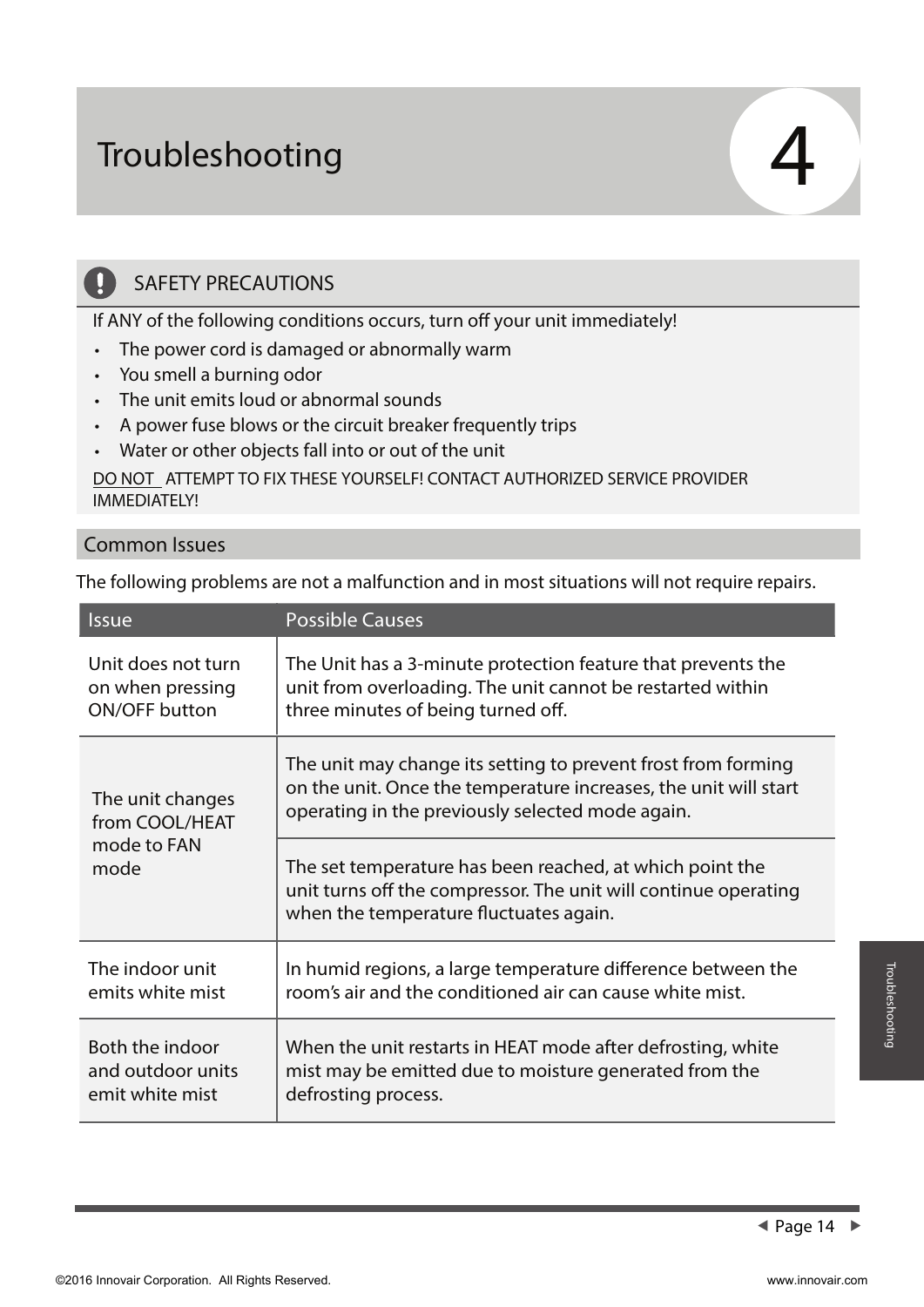# Troubleshooting

4

## SAFETY PRECAUTIONS

If ANY of the following conditions occurs, turn off your unit immediately!

- The power cord is damaged or abnormally warm
- You smell a burning odor
- The unit emits loud or abnormal sounds
- A power fuse blows or the circuit breaker frequently trips
- Water or other objects fall into or out of the unit

DO NOT ATTEMPT TO FIX THESE YOURSELF! CONTACT AUTHORIZED SERVICE PROVIDER IMMEDIATELY!

## Common Issues

The following problems are not a malfunction and in most situations will not require repairs.

| Issue | Possible Causes |
| --- | --- |
| Unit does not turn on when pressing ON/OFF button | The Unit has a 3-minute protection feature that prevents the unit from overloading. The unit cannot be restarted within three minutes of being turned off. |
| The unit changes from COOL/HEAT mode to FAN mode | The unit may change its setting to prevent frost from forming on the unit. Once the temperature increases, the unit will start operating in the previously selected mode again. |
| | The set temperature has been reached, at which point the unit turns off the compressor. The unit will continue operating when the temperature fluctuates again. |
| The indoor unit emits white mist | In humid regions, a large temperature difference between the room's air and the conditioned air can cause white mist. |
| Both the indoor and outdoor units emit white mist | When the unit restarts in HEAT mode after defrosting, white mist may be emitted due to moisture generated from the defrosting process. |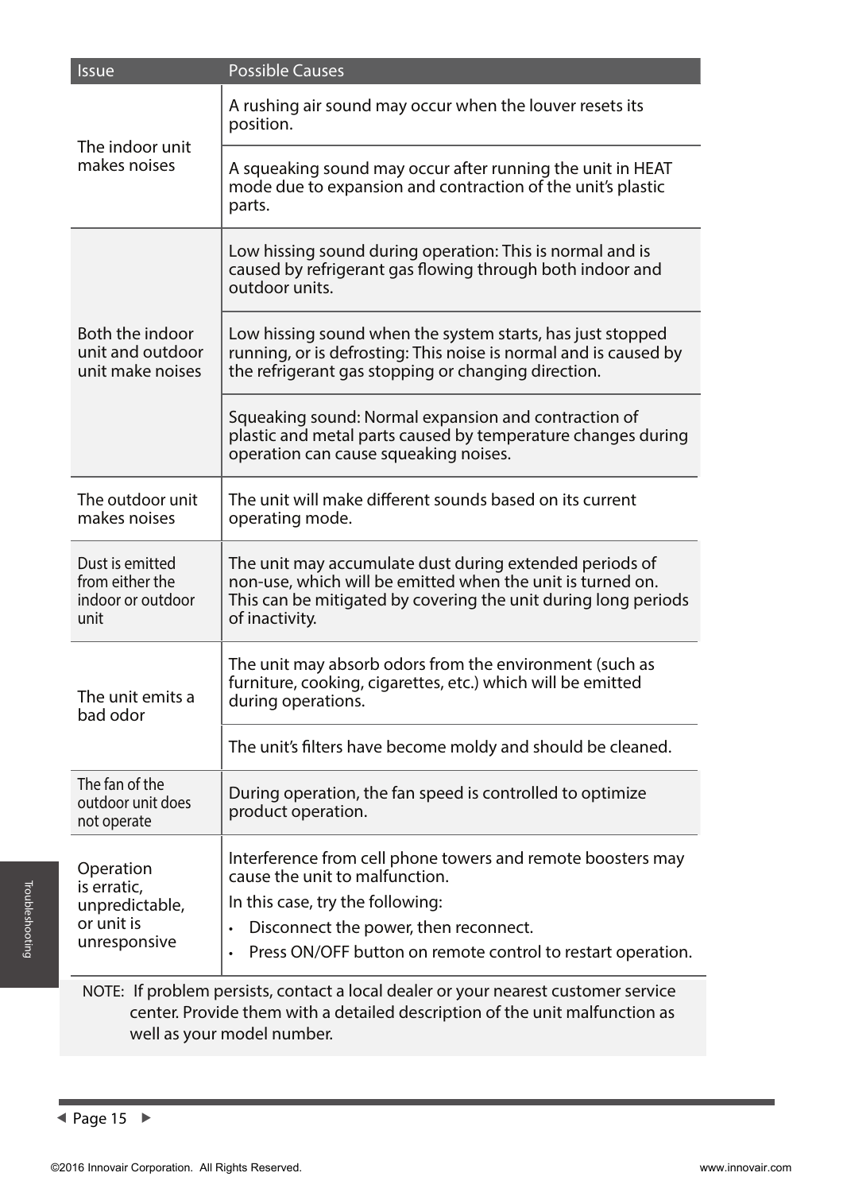| Issue | Possible Causes |
|---|---|
| The indoor unit makes noises | A rushing air sound may occur when the louver resets its position. |
| | A squeaking sound may occur after running the unit in HEAT mode due to expansion and contraction of the unit's plastic parts. |
| Both the indoor unit and outdoor unit make noises | Low hissing sound during operation: This is normal and is caused by refrigerant gas flowing through both indoor and outdoor units. |
| | Low hissing sound when the system starts, has just stopped running, or is defrosting: This noise is normal and is caused by the refrigerant gas stopping or changing direction. |
| | Squeaking sound: Normal expansion and contraction of plastic and metal parts caused by temperature changes during operation can cause squeaking noises. |
| The outdoor unit makes noises | The unit will make different sounds based on its current operating mode. |
| Dust is emitted from either the indoor or outdoor unit | The unit may accumulate dust during extended periods of non-use, which will be emitted when the unit is turned on. This can be mitigated by covering the unit during long periods of inactivity. |
| The unit emits a bad odor | The unit may absorb odors from the environment (such as furniture, cooking, cigarettes, etc.) which will be emitted during operations. |
| | The unit's filters have become moldy and should be cleaned. |
| The fan of the outdoor unit does not operate | During operation, the fan speed is controlled to optimize product operation. |
| Operation is erratic, unpredictable, or unit is unresponsive | Interference from cell phone towers and remote boosters may cause the unit to malfunction.<br>In this case, try the following:<br>• Disconnect the power, then reconnect.<br>• Press ON/OFF button on remote control to restart operation. |

NOTE: If problem persists, contact a local dealer or your nearest customer service center. Provide them with a detailed description of the unit malfunction as well as your model number.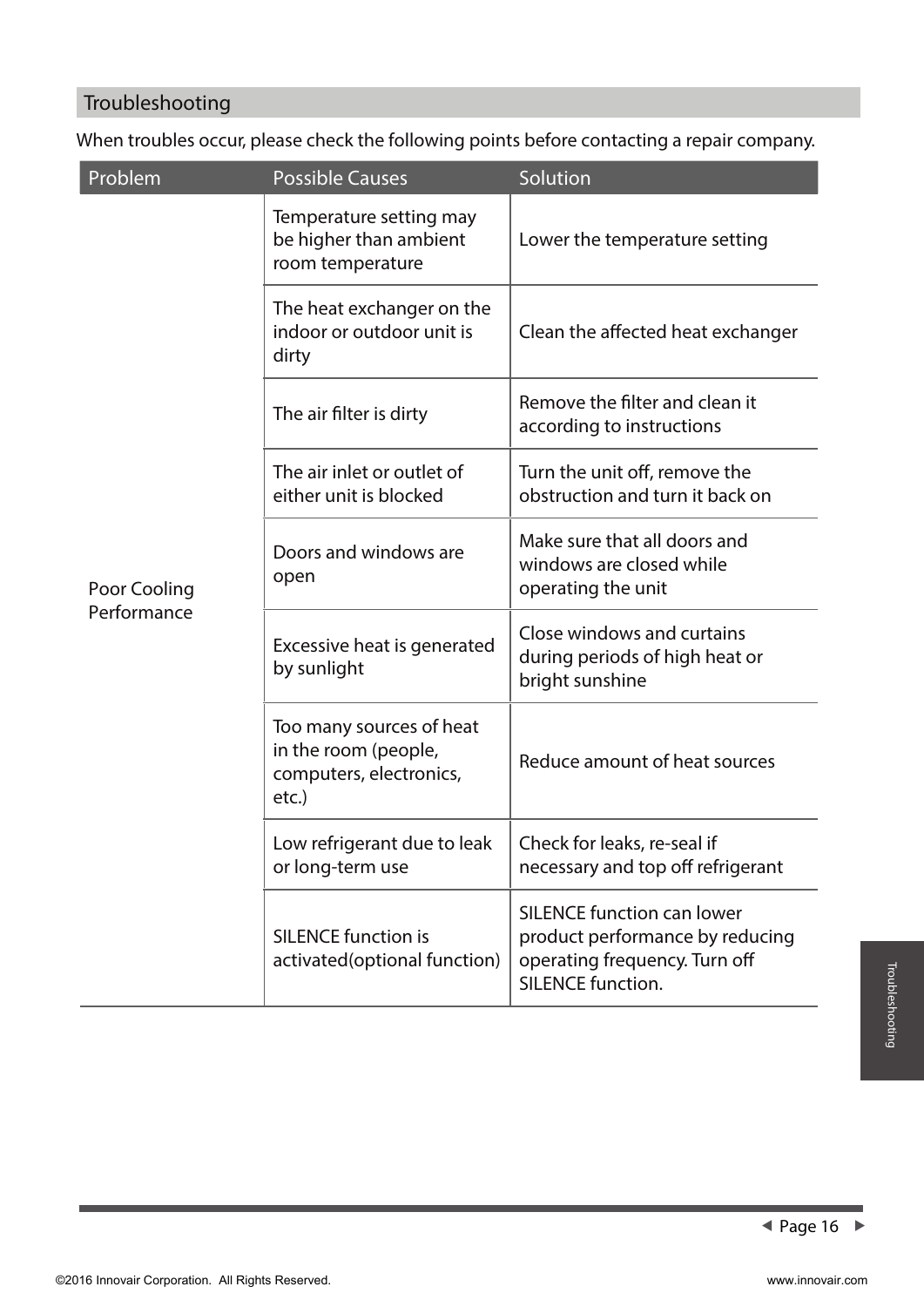## Troubleshooting

When troubles occur, please check the following points before contacting a repair company.

| Problem | Possible Causes | Solution |
| --- | --- | --- |
| Poor Cooling Performance | Temperature setting may be higher than ambient room temperature | Lower the temperature setting |
| | The heat exchanger on the indoor or outdoor unit is dirty | Clean the affected heat exchanger |
| | The air filter is dirty | Remove the filter and clean it according to instructions |
| | The air inlet or outlet of either unit is blocked | Turn the unit off, remove the obstruction and turn it back on |
| | Doors and windows are open | Make sure that all doors and windows are closed while operating the unit |
| | Excessive heat is generated by sunlight | Close windows and curtains during periods of high heat or bright sunshine |
| | Too many sources of heat in the room (people, computers, electronics, etc.) | Reduce amount of heat sources |
| | Low refrigerant due to leak or long-term use | Check for leaks, re-seal if necessary and top off refrigerant |
| | SILENCE function is activated(optional function) | SILENCE function can lower product performance by reducing operating frequency. Turn off SILENCE function. |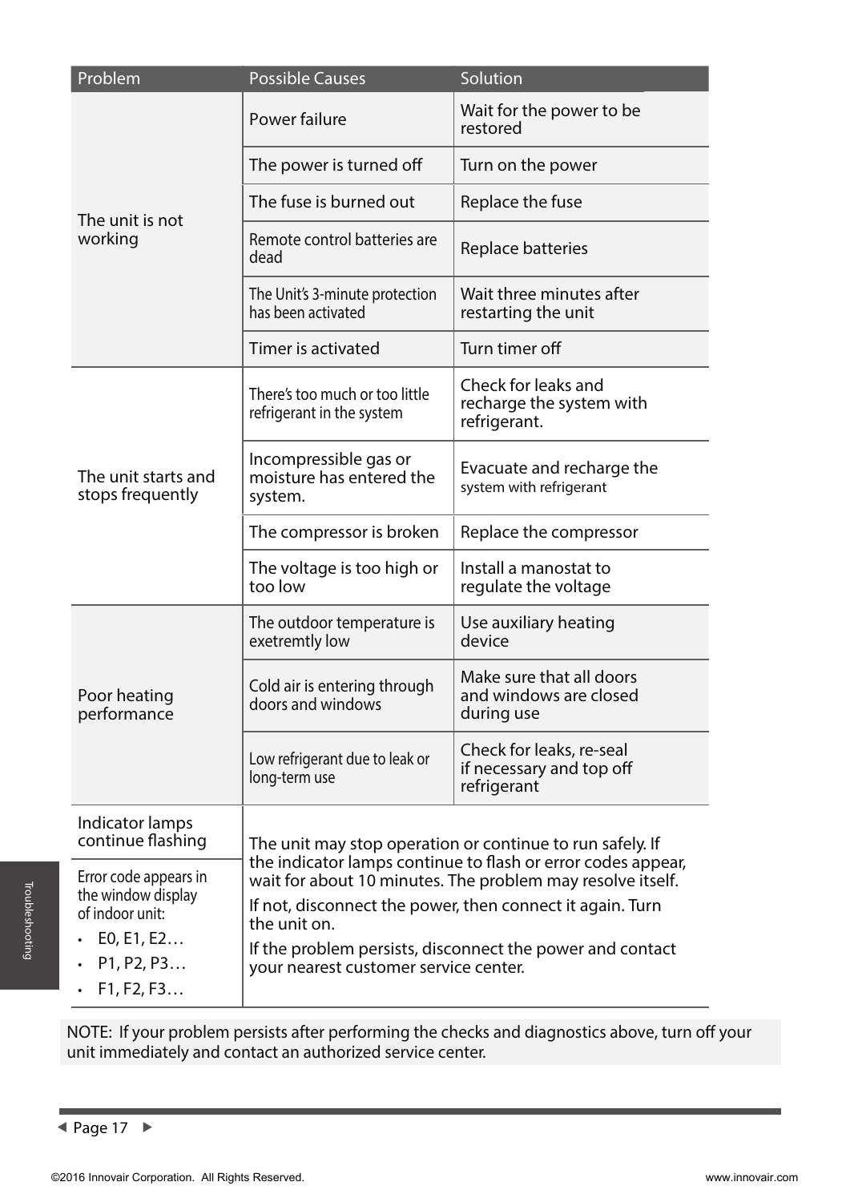| Problem | Possible Causes | Solution |
|---|---|---|
| The unit is not working | Power failure | Wait for the power to be restored |
| | The power is turned off | Turn on the power |
| | The fuse is burned out | Replace the fuse |
| | Remote control batteries are dead | Replace batteries |
| | The Unit's 3-minute protection has been activated | Wait three minutes after restarting the unit |
| | Timer is activated | Turn timer off |
| The unit starts and stops frequently | There's too much or too little refrigerant in the system | Check for leaks and recharge the system with refrigerant. |
| | Incompressible gas or moisture has entered the system. | Evacuate and recharge the system with refrigerant |
| | The compressor is broken | Replace the compressor |
| | The voltage is too high or too low | Install a manostat to regulate the voltage |
| Poor heating performance | The outdoor temperature is exetremtly low | Use auxiliary heating device |
| | Cold air is entering through doors and windows | Make sure that all doors and windows are closed during use |
| | Low refrigerant due to leak or long-term use | Check for leaks, re-seal if necessary and top off refrigerant |
| Indicator lamps continue flashing | The unit may stop operation or continue to run safely. If the indicator lamps continue to flash or error codes appear, wait for about 10 minutes. The problem may resolve itself. If not, disconnect the power, then connect it again. Turn the unit on. If the problem persists, disconnect the power and contact your nearest customer service center. | |
| Error code appears in the window display of indoor unit: • E0, E1, E2… • P1, P2, P3… • F1, F2, F3… | | |

NOTE: If your problem persists after performing the checks and diagnostics above, turn off your unit immediately and contact an authorized service center.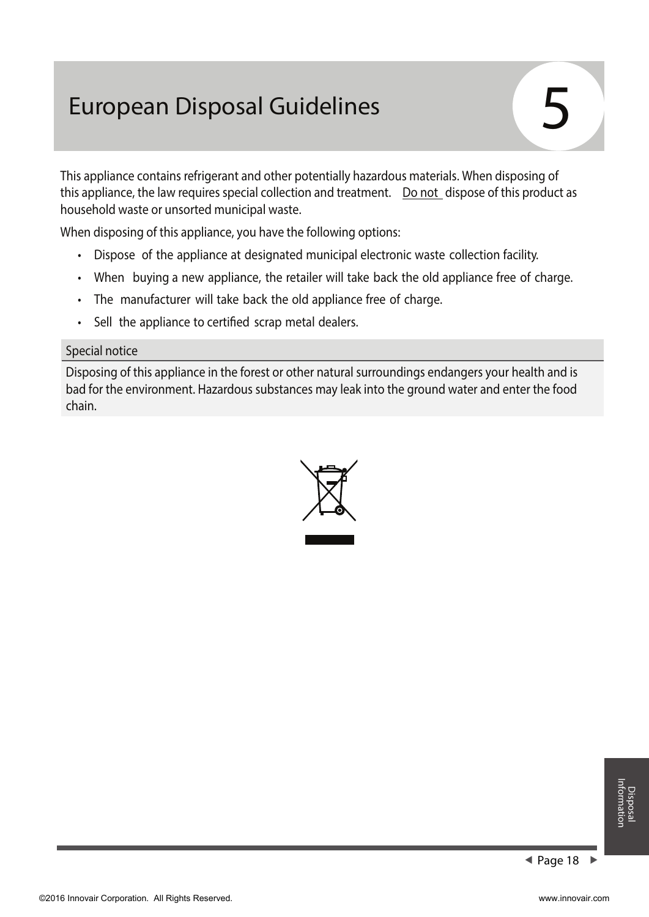# European Disposal Guidelines

## 5

This appliance contains refrigerant and other potentially hazardous materials. When disposing of this appliance, the law requires special collection and treatment. Do not dispose of this product as household waste or unsorted municipal waste.

When disposing of this appliance, you have the following options:

- Dispose of the appliance at designated municipal electronic waste collection facility.
- When buying a new appliance, the retailer will take back the old appliance free of charge.
- The manufacturer will take back the old appliance free of charge.
- Sell the appliance to certified scrap metal dealers.

| Special notice |
| --- |
| Disposing of this appliance in the forest or other natural surroundings endangers your health and is bad for the environment. Hazardous substances may leak into the ground water and enter the food chain. |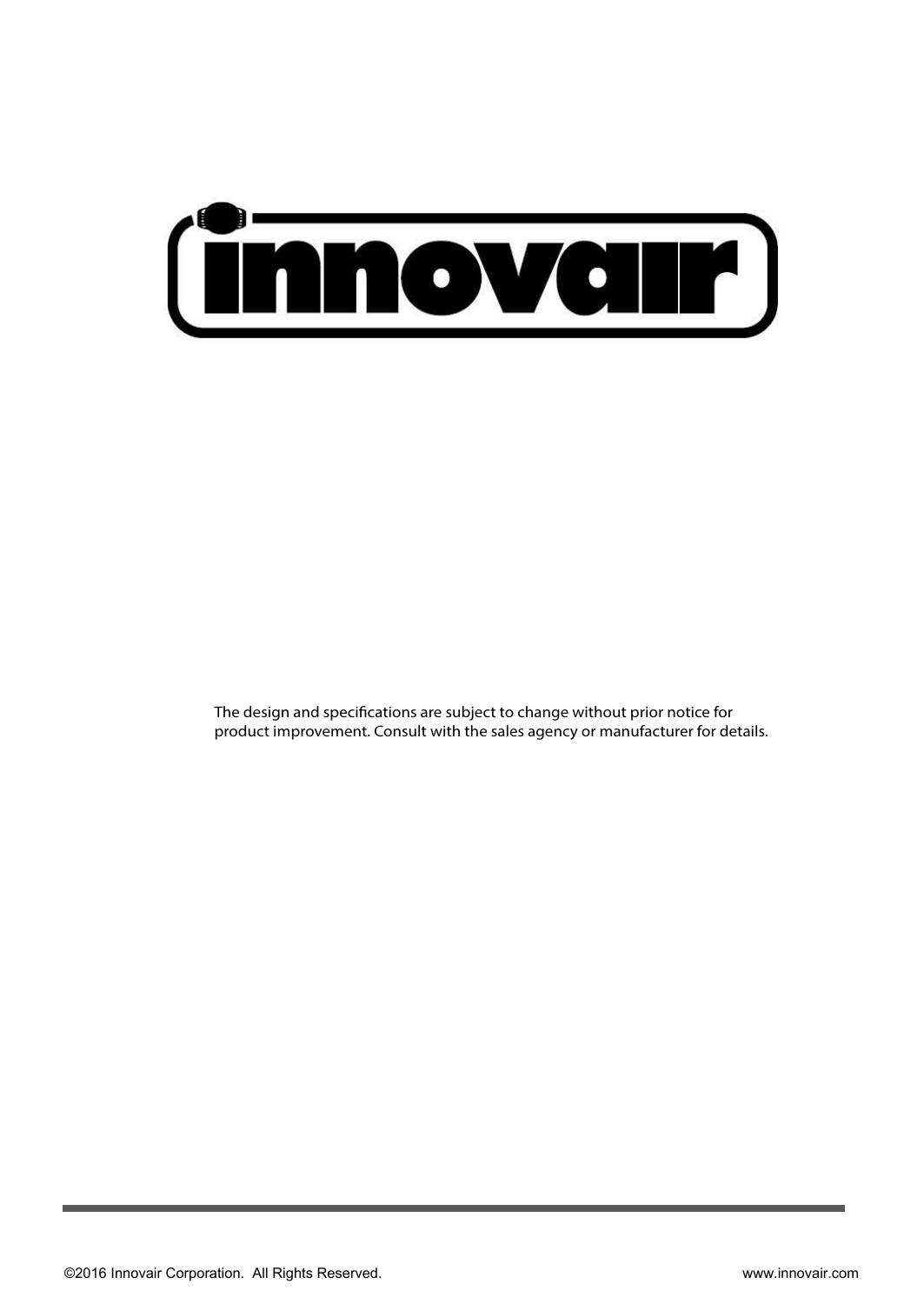innovair

The design and specifications are subject to change without prior notice for product improvement. Consult with the sales agency or manufacturer for details.

©2016 Innovair Corporation. All Rights Reserved. www.innovair.com